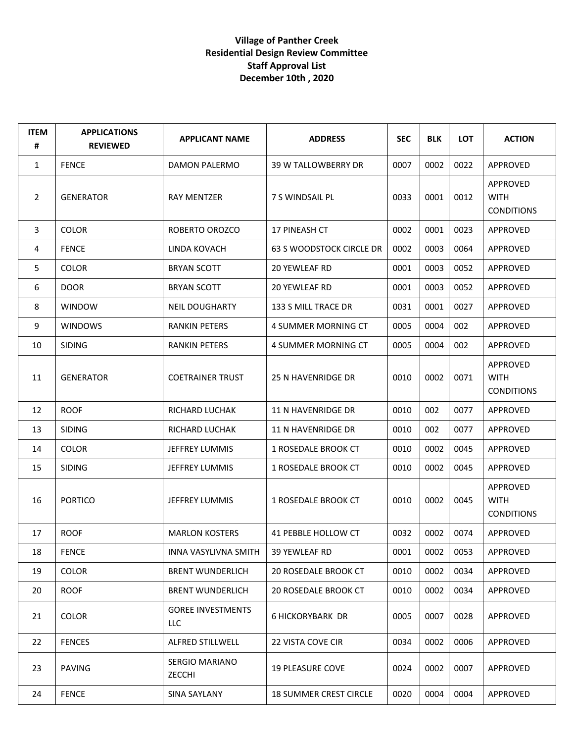**Village of Panther Creek**
**Residential Design Review Committee**
**Staff Approval List**
**December 10th , 2020**

| ITEM # | APPLICATIONS REVIEWED | APPLICANT NAME | ADDRESS | SEC | BLK | LOT | ACTION |
|---|---|---|---|---|---|---|---|
| 1 | FENCE | DAMON PALERMO | 39 W TALLOWBERRY DR | 0007 | 0002 | 0022 | APPROVED |
| 2 | GENERATOR | RAY MENTZER | 7 S WINDSAIL PL | 0033 | 0001 | 0012 | APPROVED WITH CONDITIONS |
| 3 | COLOR | ROBERTO OROZCO | 17 PINEASH CT | 0002 | 0001 | 0023 | APPROVED |
| 4 | FENCE | LINDA KOVACH | 63 S WOODSTOCK CIRCLE DR | 0002 | 0003 | 0064 | APPROVED |
| 5 | COLOR | BRYAN SCOTT | 20 YEWLEAF RD | 0001 | 0003 | 0052 | APPROVED |
| 6 | DOOR | BRYAN SCOTT | 20 YEWLEAF RD | 0001 | 0003 | 0052 | APPROVED |
| 8 | WINDOW | NEIL DOUGHARTY | 133 S MILL TRACE DR | 0031 | 0001 | 0027 | APPROVED |
| 9 | WINDOWS | RANKIN PETERS | 4 SUMMER MORNING CT | 0005 | 0004 | 002 | APPROVED |
| 10 | SIDING | RANKIN PETERS | 4 SUMMER MORNING CT | 0005 | 0004 | 002 | APPROVED |
| 11 | GENERATOR | COETRAINER TRUST | 25 N HAVENRIDGE DR | 0010 | 0002 | 0071 | APPROVED WITH CONDITIONS |
| 12 | ROOF | RICHARD LUCHAK | 11 N HAVENRIDGE DR | 0010 | 002 | 0077 | APPROVED |
| 13 | SIDING | RICHARD LUCHAK | 11 N HAVENRIDGE DR | 0010 | 002 | 0077 | APPROVED |
| 14 | COLOR | JEFFREY LUMMIS | 1 ROSEDALE BROOK CT | 0010 | 0002 | 0045 | APPROVED |
| 15 | SIDING | JEFFREY LUMMIS | 1 ROSEDALE BROOK CT | 0010 | 0002 | 0045 | APPROVED |
| 16 | PORTICO | JEFFREY LUMMIS | 1 ROSEDALE BROOK CT | 0010 | 0002 | 0045 | APPROVED WITH CONDITIONS |
| 17 | ROOF | MARLON KOSTERS | 41 PEBBLE HOLLOW CT | 0032 | 0002 | 0074 | APPROVED |
| 18 | FENCE | INNA VASYLIVNA SMITH | 39 YEWLEAF RD | 0001 | 0002 | 0053 | APPROVED |
| 19 | COLOR | BRENT WUNDERLICH | 20 ROSEDALE BROOK CT | 0010 | 0002 | 0034 | APPROVED |
| 20 | ROOF | BRENT WUNDERLICH | 20 ROSEDALE BROOK CT | 0010 | 0002 | 0034 | APPROVED |
| 21 | COLOR | GOREE INVESTMENTS LLC | 6 HICKORYBARK DR | 0005 | 0007 | 0028 | APPROVED |
| 22 | FENCES | ALFRED STILLWELL | 22 VISTA COVE CIR | 0034 | 0002 | 0006 | APPROVED |
| 23 | PAVING | SERGIO MARIANO ZECCHI | 19 PLEASURE COVE | 0024 | 0002 | 0007 | APPROVED |
| 24 | FENCE | SINA SAYLANY | 18 SUMMER CREST CIRCLE | 0020 | 0004 | 0004 | APPROVED |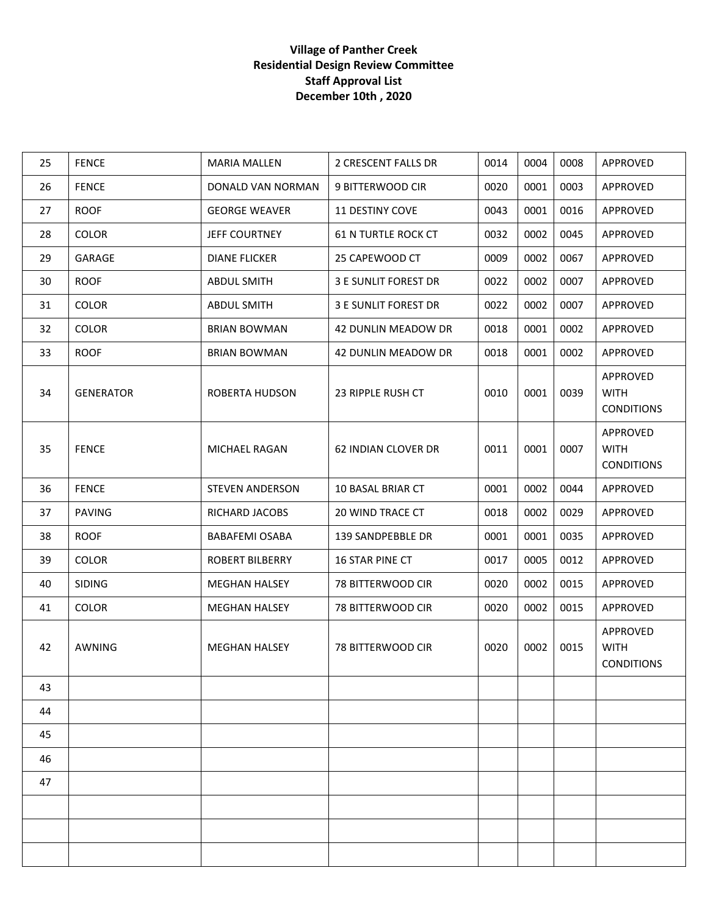**Village of Panther Creek**
**Residential Design Review Committee**
**Staff Approval List**
**December 10th , 2020**

| | | | | | | | |
|---|---|---|---|---|---|---|---|
| 25 | FENCE | MARIA MALLEN | 2 CRESCENT FALLS DR | 0014 | 0004 | 0008 | APPROVED |
| 26 | FENCE | DONALD VAN NORMAN | 9 BITTERWOOD CIR | 0020 | 0001 | 0003 | APPROVED |
| 27 | ROOF | GEORGE WEAVER | 11 DESTINY COVE | 0043 | 0001 | 0016 | APPROVED |
| 28 | COLOR | JEFF COURTNEY | 61 N TURTLE ROCK CT | 0032 | 0002 | 0045 | APPROVED |
| 29 | GARAGE | DIANE FLICKER | 25 CAPEWOOD CT | 0009 | 0002 | 0067 | APPROVED |
| 30 | ROOF | ABDUL SMITH | 3 E SUNLIT FOREST DR | 0022 | 0002 | 0007 | APPROVED |
| 31 | COLOR | ABDUL SMITH | 3 E SUNLIT FOREST DR | 0022 | 0002 | 0007 | APPROVED |
| 32 | COLOR | BRIAN BOWMAN | 42 DUNLIN MEADOW DR | 0018 | 0001 | 0002 | APPROVED |
| 33 | ROOF | BRIAN BOWMAN | 42 DUNLIN MEADOW DR | 0018 | 0001 | 0002 | APPROVED |
| 34 | GENERATOR | ROBERTA HUDSON | 23 RIPPLE RUSH CT | 0010 | 0001 | 0039 | APPROVED WITH CONDITIONS |
| 35 | FENCE | MICHAEL RAGAN | 62 INDIAN CLOVER DR | 0011 | 0001 | 0007 | APPROVED WITH CONDITIONS |
| 36 | FENCE | STEVEN ANDERSON | 10 BASAL BRIAR CT | 0001 | 0002 | 0044 | APPROVED |
| 37 | PAVING | RICHARD JACOBS | 20 WIND TRACE CT | 0018 | 0002 | 0029 | APPROVED |
| 38 | ROOF | BABAFEMI OSABA | 139 SANDPEBBLE DR | 0001 | 0001 | 0035 | APPROVED |
| 39 | COLOR | ROBERT BILBERRY | 16 STAR PINE CT | 0017 | 0005 | 0012 | APPROVED |
| 40 | SIDING | MEGHAN HALSEY | 78 BITTERWOOD CIR | 0020 | 0002 | 0015 | APPROVED |
| 41 | COLOR | MEGHAN HALSEY | 78 BITTERWOOD CIR | 0020 | 0002 | 0015 | APPROVED |
| 42 | AWNING | MEGHAN HALSEY | 78 BITTERWOOD CIR | 0020 | 0002 | 0015 | APPROVED WITH CONDITIONS |
| 43 | | | | | | | |
| 44 | | | | | | | |
| 45 | | | | | | | |
| 46 | | | | | | | |
| 47 | | | | | | | |
| | | | | | | | |
| | | | | | | | |
| | | | | | | | |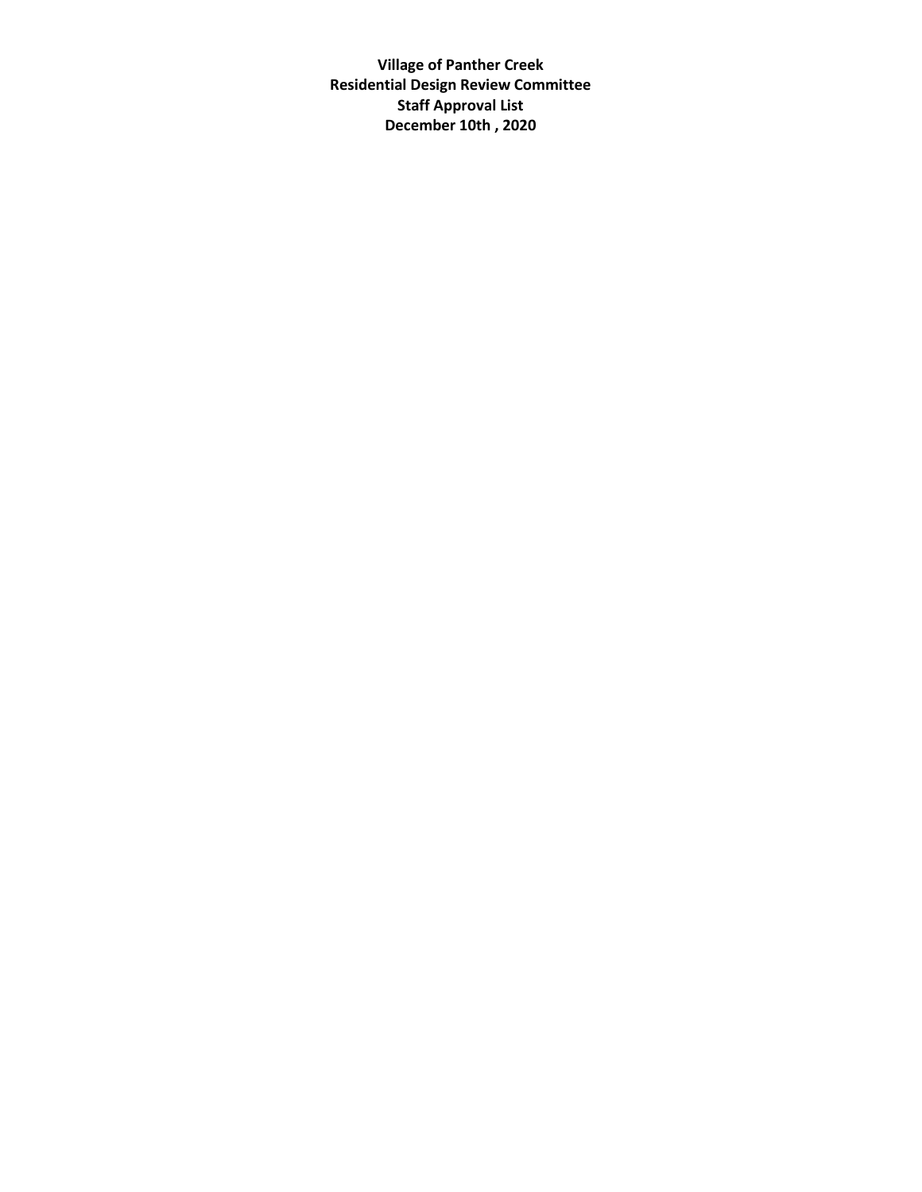**Village of Panther Creek**
**Residential Design Review Committee**
**Staff Approval List**
**December 10th , 2020**